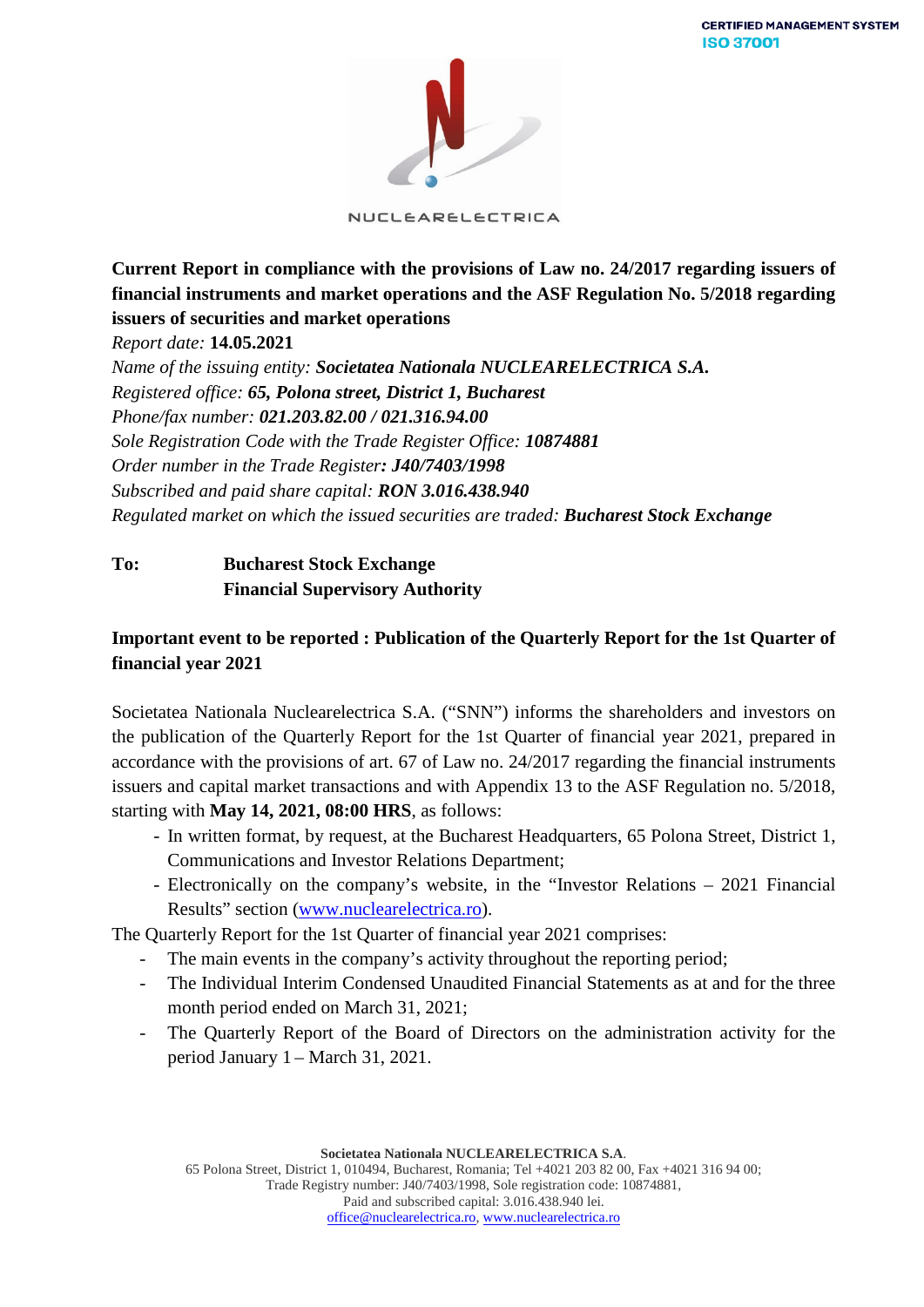**Current Report in compliance with the provisions of Law no. 24/2017 regarding issuers of financial instruments and market operations and the ASF Regulation No. 5/2018 regarding issuers of securities and market operations**

*Report date:* **14.05.2021**
*Name of the issuing entity:* ***Societatea Nationala NUCLEARELECTRICA S.A.***
*Registered office:* ***65, Polona street, District 1, Bucharest***
*Phone/fax number:* ***021.203.82.00 / 021.316.94.00***
*Sole Registration Code with the Trade Register Office:* ***10874881***
*Order number in the Trade Register****: J40/7403/1998***
*Subscribed and paid share capital:* ***RON 3.016.438.940***
*Regulated market on which the issued securities are traded:* ***Bucharest Stock Exchange***

**To:** **Bucharest Stock Exchange**
**Financial Supervisory Authority**

**Important event to be reported : Publication of the Quarterly Report for the 1st Quarter of financial year 2021**

Societatea Nationala Nuclearelectrica S.A. ("SNN") informs the shareholders and investors on the publication of the Quarterly Report for the 1st Quarter of financial year 2021, prepared in accordance with the provisions of art. 67 of Law no. 24/2017 regarding the financial instruments issuers and capital market transactions and with Appendix 13 to the ASF Regulation no. 5/2018, starting with **May 14, 2021, 08:00 HRS**, as follows:

- In written format, by request, at the Bucharest Headquarters, 65 Polona Street, District 1, Communications and Investor Relations Department;
- Electronically on the company's website, in the "Investor Relations – 2021 Financial Results" section (www.nuclearelectrica.ro).

The Quarterly Report for the 1st Quarter of financial year 2021 comprises:

- The main events in the company's activity throughout the reporting period;
- The Individual Interim Condensed Unaudited Financial Statements as at and for the three month period ended on March 31, 2021;
- The Quarterly Report of the Board of Directors on the administration activity for the period January 1 – March 31, 2021.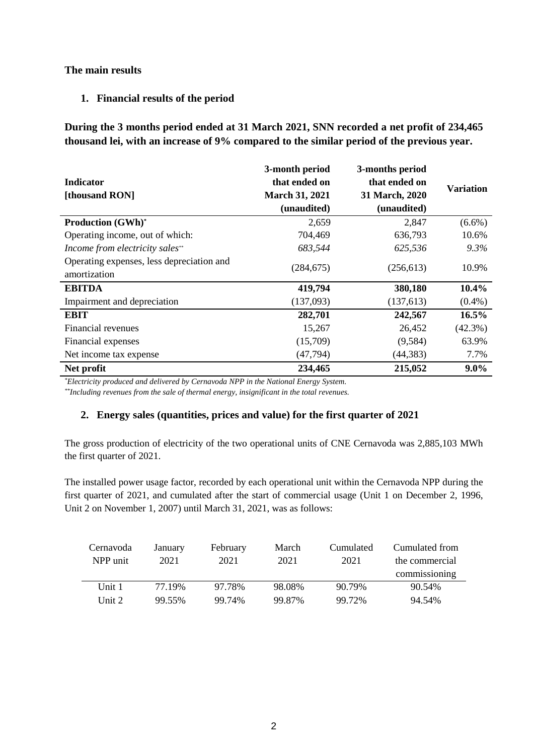**The main results**

## 1. Financial results of the period

**During the 3 months period ended at 31 March 2021, SNN recorded a net profit of 234,465 thousand lei, with an increase of 9% compared to the similar period of the previous year.**

| Indicator [thousand RON] | 3-month period that ended on March 31, 2021 (unaudited) | 3-months period that ended on 31 March, 2020 (unaudited) | Variation |
|---|---|---|---|
| **Production (GWh)*** | 2,659 | 2,847 | (6.6%) |
| Operating income, out of which: | 704,469 | 636,793 | 10.6% |
| *Income from electricity sales*** | *683,544* | *625,536* | *9.3%* |
| Operating expenses, less depreciation and amortization | (284,675) | (256,613) | 10.9% |
| **EBITDA** | **419,794** | **380,180** | **10.4%** |
| Impairment and depreciation | (137,093) | (137,613) | (0.4%) |
| **EBIT** | **282,701** | **242,567** | **16.5%** |
| Financial revenues | 15,267 | 26,452 | (42.3%) |
| Financial expenses | (15,709) | (9,584) | 63.9% |
| Net income tax expense | (47,794) | (44,383) | 7.7% |
| **Net profit** | **234,465** | **215,052** | **9.0%** |

*\*Electricity produced and delivered by Cernavoda NPP in the National Energy System.*
*\*\*Including revenues from the sale of thermal energy, insignificant in the total revenues.*

## 2. Energy sales (quantities, prices and value) for the first quarter of 2021

The gross production of electricity of the two operational units of CNE Cernavoda was 2,885,103 MWh the first quarter of 2021.

The installed power usage factor, recorded by each operational unit within the Cernavoda NPP during the first quarter of 2021, and cumulated after the start of commercial usage (Unit 1 on December 2, 1996, Unit 2 on November 1, 2007) until March 31, 2021, was as follows:

| Cernavoda NPP unit | January 2021 | February 2021 | March 2021 | Cumulated 2021 | Cumulated from the commercial commissioning |
|---|---|---|---|---|---|
| Unit 1 | 77.19% | 97.78% | 98.08% | 90.79% | 90.54% |
| Unit 2 | 99.55% | 99.74% | 99.87% | 99.72% | 94.54% |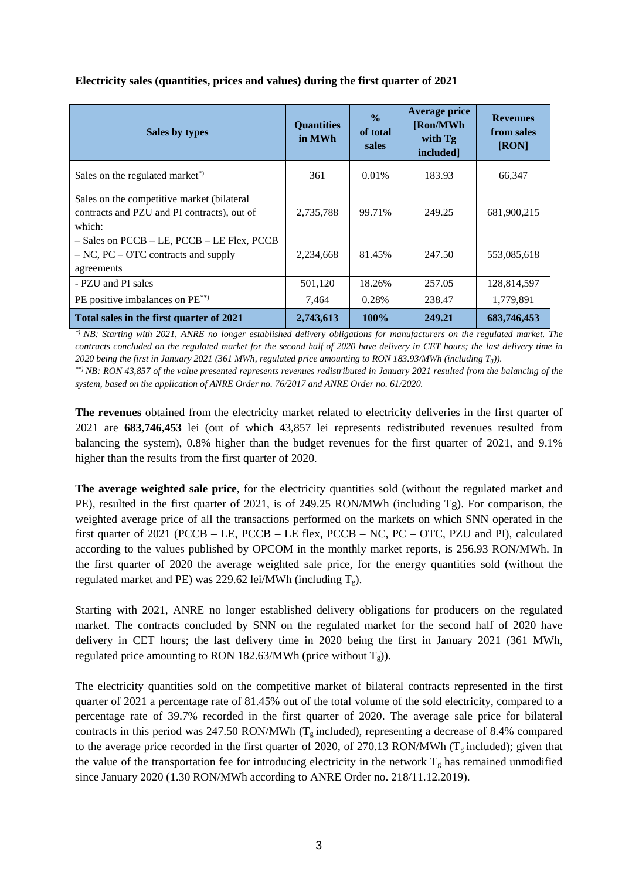**Electricity sales (quantities, prices and values) during the first quarter of 2021**

| Sales by types | Quantities in MWh | % of total sales | Average price [Ron/MWh with Tg included] | Revenues from sales [RON] |
|---|---|---|---|---|
| Sales on the regulated market*) | 361 | 0.01% | 183.93 | 66,347 |
| Sales on the competitive market (bilateral contracts and PZU and PI contracts), out of which: | 2,735,788 | 99.71% | 249.25 | 681,900,215 |
| – Sales on PCCB – LE, PCCB – LE Flex, PCCB – NC, PC – OTC contracts and supply agreements | 2,234,668 | 81.45% | 247.50 | 553,085,618 |
| - PZU and PI sales | 501,120 | 18.26% | 257.05 | 128,814,597 |
| PE positive imbalances on PE**) | 7,464 | 0.28% | 238.47 | 1,779,891 |
| **Total sales in the first quarter of 2021** | **2,743,613** | **100%** | **249.21** | **683,746,453** |

*\*) NB: Starting with 2021, ANRE no longer established delivery obligations for manufacturers on the regulated market. The contracts concluded on the regulated market for the second half of 2020 have delivery in CET hours; the last delivery time in 2020 being the first in January 2021 (361 MWh, regulated price amounting to RON 183.93/MWh (including $T_g$)).*

*\*\*) NB: RON 43,857 of the value presented represents revenues redistributed in January 2021 resulted from the balancing of the system, based on the application of ANRE Order no. 76/2017 and ANRE Order no. 61/2020.*

**The revenues** obtained from the electricity market related to electricity deliveries in the first quarter of 2021 are **683,746,453** lei (out of which 43,857 lei represents redistributed revenues resulted from balancing the system), 0.8% higher than the budget revenues for the first quarter of 2021, and 9.1% higher than the results from the first quarter of 2020.

**The average weighted sale price**, for the electricity quantities sold (without the regulated market and PE), resulted in the first quarter of 2021, is of 249.25 RON/MWh (including Tg). For comparison, the weighted average price of all the transactions performed on the markets on which SNN operated in the first quarter of 2021 (PCCB – LE, PCCB – LE flex, PCCB – NC, PC – OTC, PZU and PI), calculated according to the values published by OPCOM in the monthly market reports, is 256.93 RON/MWh. In the first quarter of 2020 the average weighted sale price, for the energy quantities sold (without the regulated market and PE) was 229.62 lei/MWh (including $T_g$).

Starting with 2021, ANRE no longer established delivery obligations for producers on the regulated market. The contracts concluded by SNN on the regulated market for the second half of 2020 have delivery in CET hours; the last delivery time in 2020 being the first in January 2021 (361 MWh, regulated price amounting to RON 182.63/MWh (price without $T_g$)).

The electricity quantities sold on the competitive market of bilateral contracts represented in the first quarter of 2021 a percentage rate of 81.45% out of the total volume of the sold electricity, compared to a percentage rate of 39.7% recorded in the first quarter of 2020. The average sale price for bilateral contracts in this period was 247.50 RON/MWh ($T_g$ included), representing a decrease of 8.4% compared to the average price recorded in the first quarter of 2020, of 270.13 RON/MWh ($T_g$ included); given that the value of the transportation fee for introducing electricity in the network $T_g$ has remained unmodified since January 2020 (1.30 RON/MWh according to ANRE Order no. 218/11.12.2019).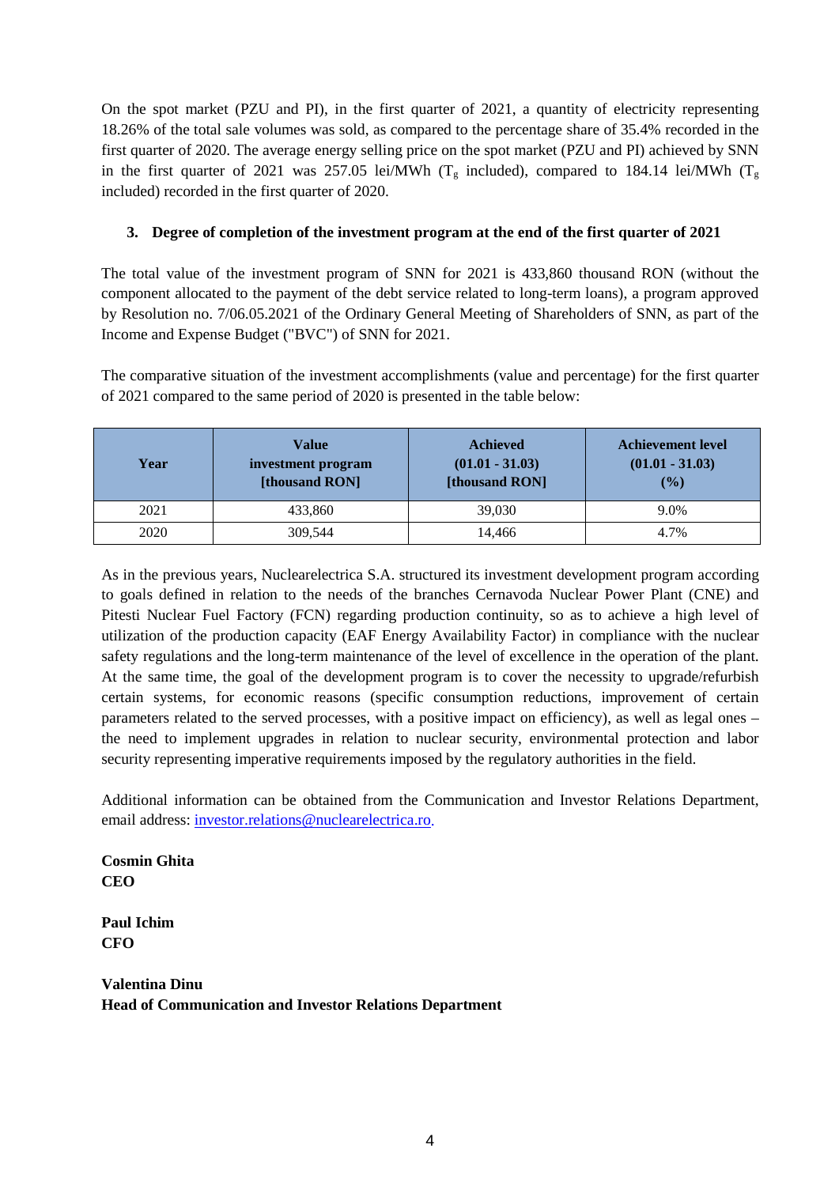On the spot market (PZU and PI), in the first quarter of 2021, a quantity of electricity representing 18.26% of the total sale volumes was sold, as compared to the percentage share of 35.4% recorded in the first quarter of 2020. The average energy selling price on the spot market (PZU and PI) achieved by SNN in the first quarter of 2021 was 257.05 lei/MWh ($T_g$ included), compared to 184.14 lei/MWh ($T_g$ included) recorded in the first quarter of 2020.

### 3. Degree of completion of the investment program at the end of the first quarter of 2021

The total value of the investment program of SNN for 2021 is 433,860 thousand RON (without the component allocated to the payment of the debt service related to long-term loans), a program approved by Resolution no. 7/06.05.2021 of the Ordinary General Meeting of Shareholders of SNN, as part of the Income and Expense Budget ("BVC") of SNN for 2021.

The comparative situation of the investment accomplishments (value and percentage) for the first quarter of 2021 compared to the same period of 2020 is presented in the table below:

| Year | Value investment program [thousand RON] | Achieved (01.01 - 31.03) [thousand RON] | Achievement level (01.01 - 31.03) (%) |
|---|---|---|---|
| 2021 | 433,860 | 39,030 | 9.0% |
| 2020 | 309,544 | 14,466 | 4.7% |

As in the previous years, Nuclearelectrica S.A. structured its investment development program according to goals defined in relation to the needs of the branches Cernavoda Nuclear Power Plant (CNE) and Pitesti Nuclear Fuel Factory (FCN) regarding production continuity, so as to achieve a high level of utilization of the production capacity (EAF Energy Availability Factor) in compliance with the nuclear safety regulations and the long-term maintenance of the level of excellence in the operation of the plant. At the same time, the goal of the development program is to cover the necessity to upgrade/refurbish certain systems, for economic reasons (specific consumption reductions, improvement of certain parameters related to the served processes, with a positive impact on efficiency), as well as legal ones – the need to implement upgrades in relation to nuclear security, environmental protection and labor security representing imperative requirements imposed by the regulatory authorities in the field.

Additional information can be obtained from the Communication and Investor Relations Department, email address: investor.relations@nuclearelectrica.ro.

**Cosmin Ghita**
**CEO**

**Paul Ichim**
**CFO**

**Valentina Dinu**
**Head of Communication and Investor Relations Department**